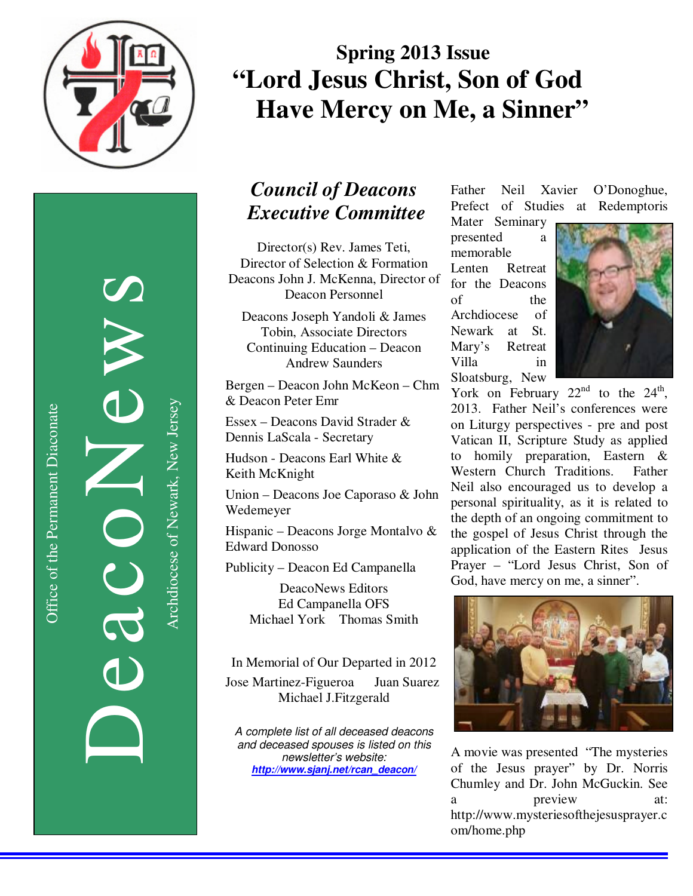# Spring 2013 Issue

# "Lord Jesus Christ, Son of God Have Mercy on Me, a Sinner"

DeacoNews

Office of the Permanent Diaconate

Archdiocese of Newark, New Jersey

## *Council of Deacons Executive Committee*

Director(s) Rev. James Teti, Director of Selection & Formation Deacons John J. McKenna, Director of Deacon Personnel

Deacons Joseph Yandoli & James Tobin, Associate Directors Continuing Education – Deacon Andrew Saunders

Bergen – Deacon John McKeon – Chm & Deacon Peter Emr

Essex – Deacons David Strader & Dennis LaScala - Secretary

Hudson - Deacons Earl White & Keith McKnight

Union – Deacons Joe Caporaso & John Wedemeyer

Hispanic – Deacons Jorge Montalvo & Edward Donosso

Publicity – Deacon Ed Campanella

DeacoNews Editors
Ed Campanella OFS
Michael York Thomas Smith

In Memorial of Our Departed in 2012

Jose Martinez-Figueroa Juan Suarez
Michael J.Fitzgerald

*A complete list of all deceased deacons and deceased spouses is listed on this newsletter's website:* ***http://www.sjanj.net/rcan_deacon/***

Father Neil Xavier O'Donoghue, Prefect of Studies at Redemptoris Mater Seminary presented a memorable Lenten Retreat for the Deacons of the Archdiocese of Newark at St. Mary's Retreat Villa in Sloatsburg, New York on February 22nd to the 24th, 2013. Father Neil's conferences were on Liturgy perspectives - pre and post Vatican II, Scripture Study as applied to homily preparation, Eastern & Western Church Traditions. Father Neil also encouraged us to develop a personal spirituality, as it is related to the depth of an ongoing commitment to the gospel of Jesus Christ through the application of the Eastern Rites Jesus Prayer – "Lord Jesus Christ, Son of God, have mercy on me, a sinner".

A movie was presented "The mysteries of the Jesus prayer" by Dr. Norris Chumley and Dr. John McGuckin. See a preview at: http://www.mysteriesofthejesusprayer.com/home.php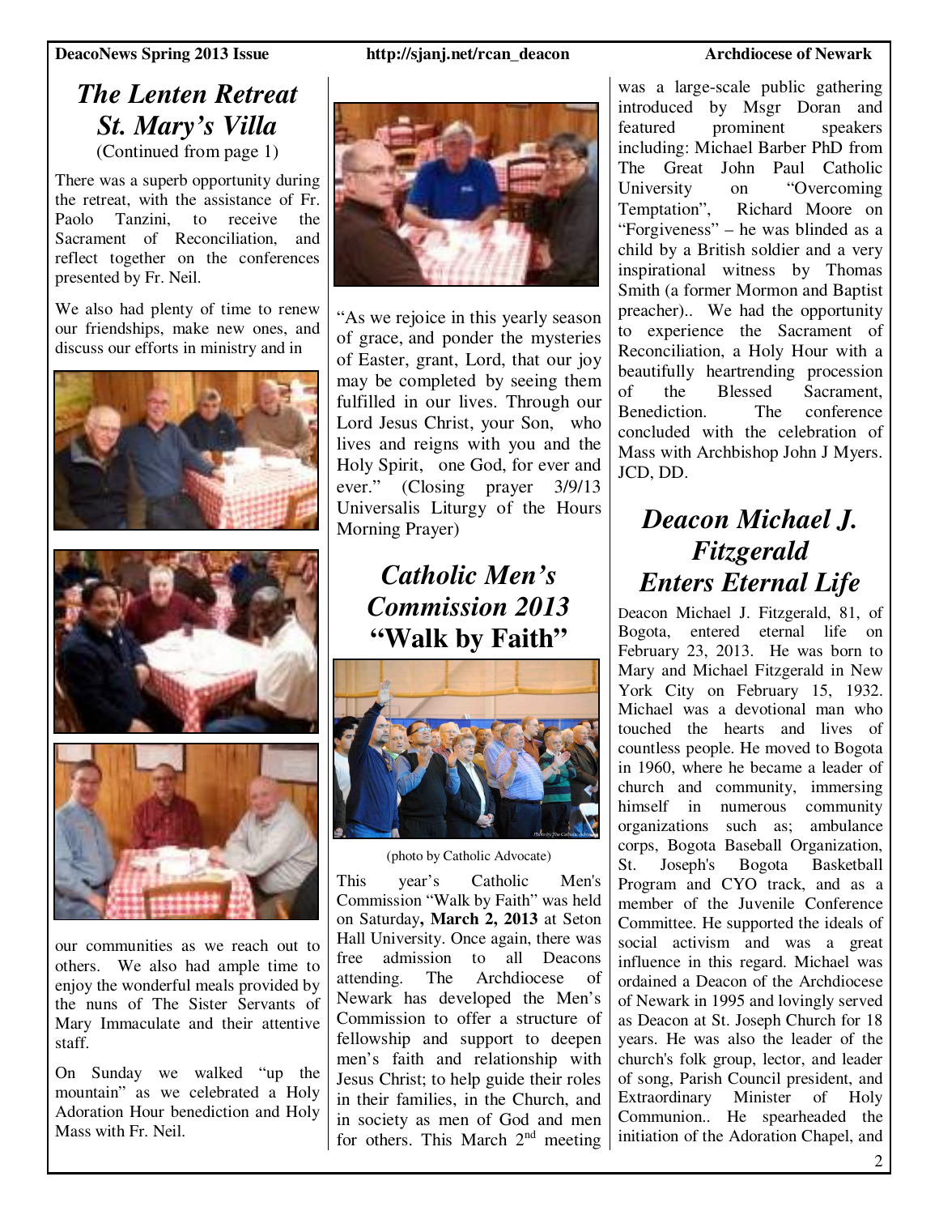# *The Lenten Retreat St. Mary's Villa*

(Continued from page 1)

There was a superb opportunity during the retreat, with the assistance of Fr. Paolo Tanzini, to receive the Sacrament of Reconciliation, and reflect together on the conferences presented by Fr. Neil.

We also had plenty of time to renew our friendships, make new ones, and discuss our efforts in ministry and in our communities as we reach out to others. We also had ample time to enjoy the wonderful meals provided by the nuns of The Sister Servants of Mary Immaculate and their attentive staff.

On Sunday we walked "up the mountain" as we celebrated a Holy Adoration Hour benediction and Holy Mass with Fr. Neil.

"As we rejoice in this yearly season of grace, and ponder the mysteries of Easter, grant, Lord, that our joy may be completed by seeing them fulfilled in our lives. Through our Lord Jesus Christ, your Son, who lives and reigns with you and the Holy Spirit, one God, for ever and ever." (Closing prayer 3/9/13 Universalis Liturgy of the Hours Morning Prayer)

# *Catholic Men's Commission 2013 "Walk by Faith"*

(photo by Catholic Advocate)

This year's Catholic Men's Commission "Walk by Faith" was held on Saturday**, March 2, 2013** at Seton Hall University. Once again, there was free admission to all Deacons attending. The Archdiocese of Newark has developed the Men's Commission to offer a structure of fellowship and support to deepen men's faith and relationship with Jesus Christ; to help guide their roles in their families, in the Church, and in society as men of God and men for others. This March 2nd meeting was a large-scale public gathering introduced by Msgr Doran and featured prominent speakers including: Michael Barber PhD from The Great John Paul Catholic University on "Overcoming Temptation", Richard Moore on "Forgiveness" – he was blinded as a child by a British soldier and a very inspirational witness by Thomas Smith (a former Mormon and Baptist preacher).. We had the opportunity to experience the Sacrament of Reconciliation, a Holy Hour with a beautifully heartrending procession of the Blessed Sacrament, Benediction. The conference concluded with the celebration of Mass with Archbishop John J Myers. JCD, DD.

# *Deacon Michael J. Fitzgerald Enters Eternal Life*

Deacon Michael J. Fitzgerald, 81, of Bogota, entered eternal life on February 23, 2013. He was born to Mary and Michael Fitzgerald in New York City on February 15, 1932. Michael was a devotional man who touched the hearts and lives of countless people. He moved to Bogota in 1960, where he became a leader of church and community, immersing himself in numerous community organizations such as; ambulance corps, Bogota Baseball Organization, St. Joseph's Bogota Basketball Program and CYO track, and as a member of the Juvenile Conference Committee. He supported the ideals of social activism and was a great influence in this regard. Michael was ordained a Deacon of the Archdiocese of Newark in 1995 and lovingly served as Deacon at St. Joseph Church for 18 years. He was also the leader of the church's folk group, lector, and leader of song, Parish Council president, and Extraordinary Minister of Holy Communion.. He spearheaded the initiation of the Adoration Chapel, and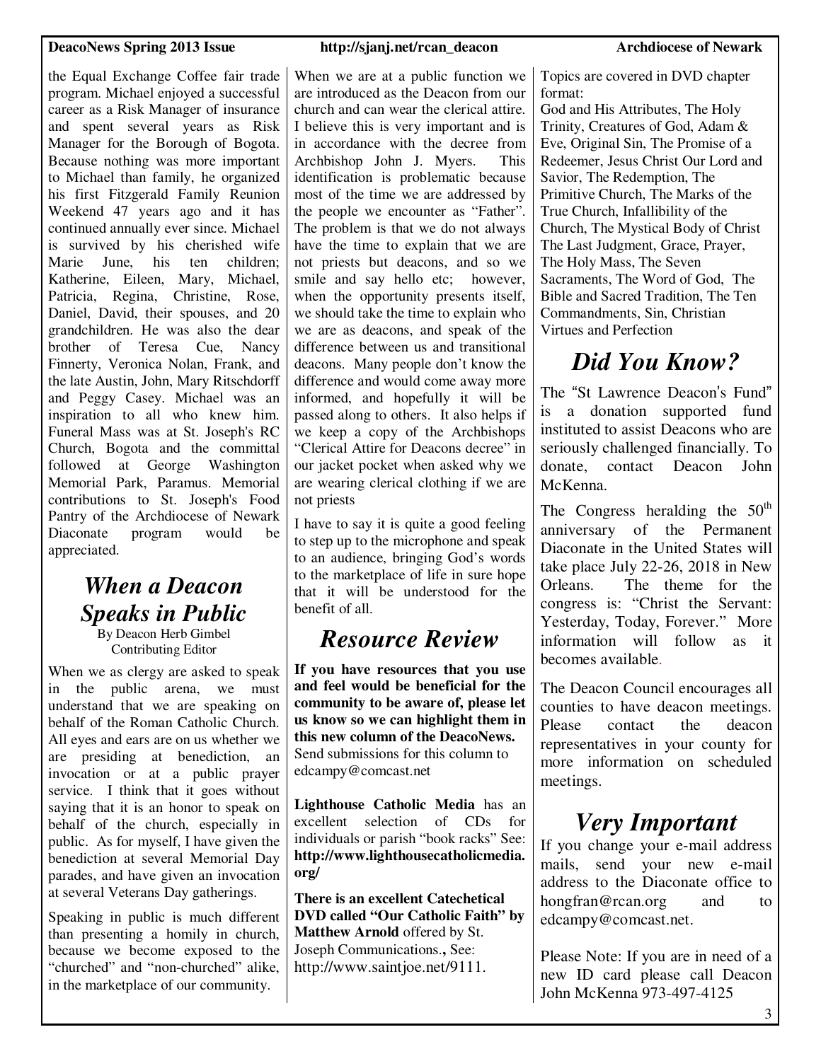the Equal Exchange Coffee fair trade program. Michael enjoyed a successful career as a Risk Manager of insurance and spent several years as Risk Manager for the Borough of Bogota. Because nothing was more important to Michael than family, he organized his first Fitzgerald Family Reunion Weekend 47 years ago and it has continued annually ever since. Michael is survived by his cherished wife Marie June, his ten children; Katherine, Eileen, Mary, Michael, Patricia, Regina, Christine, Rose, Daniel, David, their spouses, and 20 grandchildren. He was also the dear brother of Teresa Cue, Nancy Finnerty, Veronica Nolan, Frank, and the late Austin, John, Mary Ritschdorff and Peggy Casey. Michael was an inspiration to all who knew him. Funeral Mass was at St. Joseph's RC Church, Bogota and the committal followed at George Washington Memorial Park, Paramus. Memorial contributions to St. Joseph's Food Pantry of the Archdiocese of Newark Diaconate program would be appreciated.

## *When a Deacon Speaks in Public*

By Deacon Herb Gimbel
Contributing Editor

When we as clergy are asked to speak in the public arena, we must understand that we are speaking on behalf of the Roman Catholic Church. All eyes and ears are on us whether we are presiding at benediction, an invocation or at a public prayer service. I think that it goes without saying that it is an honor to speak on behalf of the church, especially in public. As for myself, I have given the benediction at several Memorial Day parades, and have given an invocation at several Veterans Day gatherings.

Speaking in public is much different than presenting a homily in church, because we become exposed to the "churched" and "non-churched" alike, in the marketplace of our community.

When we are at a public function we are introduced as the Deacon from our church and can wear the clerical attire. I believe this is very important and is in accordance with the decree from Archbishop John J. Myers. This identification is problematic because most of the time we are addressed by the people we encounter as "Father". The problem is that we do not always have the time to explain that we are not priests but deacons, and so we smile and say hello etc; however, when the opportunity presents itself, we should take the time to explain who we are as deacons, and speak of the difference between us and transitional deacons. Many people don't know the difference and would come away more informed, and hopefully it will be passed along to others. It also helps if we keep a copy of the Archbishops "Clerical Attire for Deacons decree" in our jacket pocket when asked why we are wearing clerical clothing if we are not priests

I have to say it is quite a good feeling to step up to the microphone and speak to an audience, bringing God's words to the marketplace of life in sure hope that it will be understood for the benefit of all.

## *Resource Review*

**If you have resources that you use and feel would be beneficial for the community to be aware of, please let us know so we can highlight them in this new column of the DeacoNews.** Send submissions for this column to edcampy@comcast.net

**Lighthouse Catholic Media** has an excellent selection of CDs for individuals or parish "book racks" See: **http://www.lighthousecatholicmedia.org/**

**There is an excellent Catechetical DVD called "Our Catholic Faith" by Matthew Arnold** offered by St. Joseph Communications**,** See: http://www.saintjoe.net/9111.

Topics are covered in DVD chapter format:
God and His Attributes, The Holy Trinity, Creatures of God, Adam & Eve, Original Sin, The Promise of a Redeemer, Jesus Christ Our Lord and Savior, The Redemption, The Primitive Church, The Marks of the True Church, Infallibility of the Church, The Mystical Body of Christ The Last Judgment, Grace, Prayer, The Holy Mass, The Seven Sacraments, The Word of God, The Bible and Sacred Tradition, The Ten Commandments, Sin, Christian Virtues and Perfection

## *Did You Know?*

The "St Lawrence Deacon's Fund" is a donation supported fund instituted to assist Deacons who are seriously challenged financially. To donate, contact Deacon John McKenna.

The Congress heralding the 50th anniversary of the Permanent Diaconate in the United States will take place July 22-26, 2018 in New Orleans. The theme for the congress is: "Christ the Servant: Yesterday, Today, Forever." More information will follow as it becomes available.

The Deacon Council encourages all counties to have deacon meetings. Please contact the deacon representatives in your county for more information on scheduled meetings.

## *Very Important*

If you change your e-mail address mails, send your new e-mail address to the Diaconate office to hongfran@rcan.org and to edcampy@comcast.net.

Please Note: If you are in need of a new ID card please call Deacon John McKenna 973-497-4125